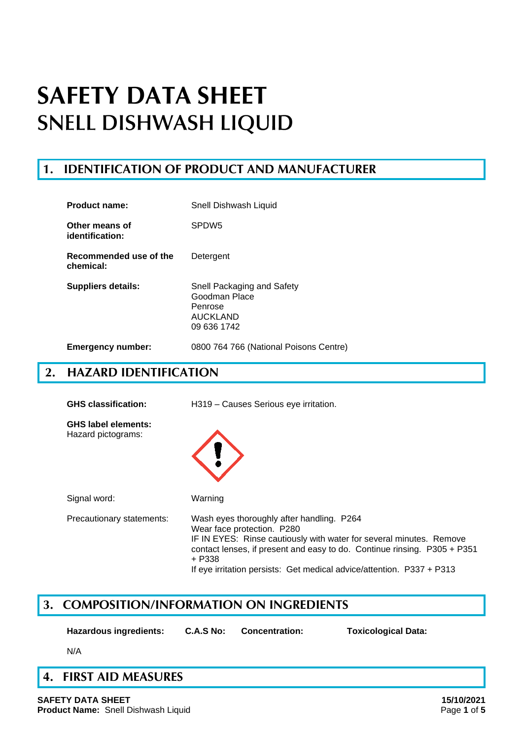# SAFETY DATA SHEET
# SNELL DISHWASH LIQUID

## 1. IDENTIFICATION OF PRODUCT AND MANUFACTURER

| | |
|---|---|
| **Product name:** | Snell Dishwash Liquid |
| **Other means of identification:** | SPDW5 |
| **Recommended use of the chemical:** | Detergent |
| **Suppliers details:** | Snell Packaging and Safety<br>Goodman Place<br>Penrose<br>AUCKLAND<br>09 636 1742 |
| **Emergency number:** | 0800 764 766 (National Poisons Centre) |

## 2. HAZARD IDENTIFICATION

| | |
|---|---|
| **GHS classification:** | H319 – Causes Serious eye irritation. |
| **GHS label elements:**<br>Hazard pictograms: | |
| Signal word: | Warning |
| Precautionary statements: | Wash eyes thoroughly after handling. P264<br>Wear face protection. P280<br>IF IN EYES: Rinse cautiously with water for several minutes. Remove contact lenses, if present and easy to do. Continue rinsing. P305 + P351 + P338<br>If eye irritation persists: Get medical advice/attention. P337 + P313 |

## 3. COMPOSITION/INFORMATION ON INGREDIENTS

| Hazardous ingredients: | C.A.S No: | Concentration: | Toxicological Data: |
|---|---|---|---|
| N/A | | | |

## 4. FIRST AID MEASURES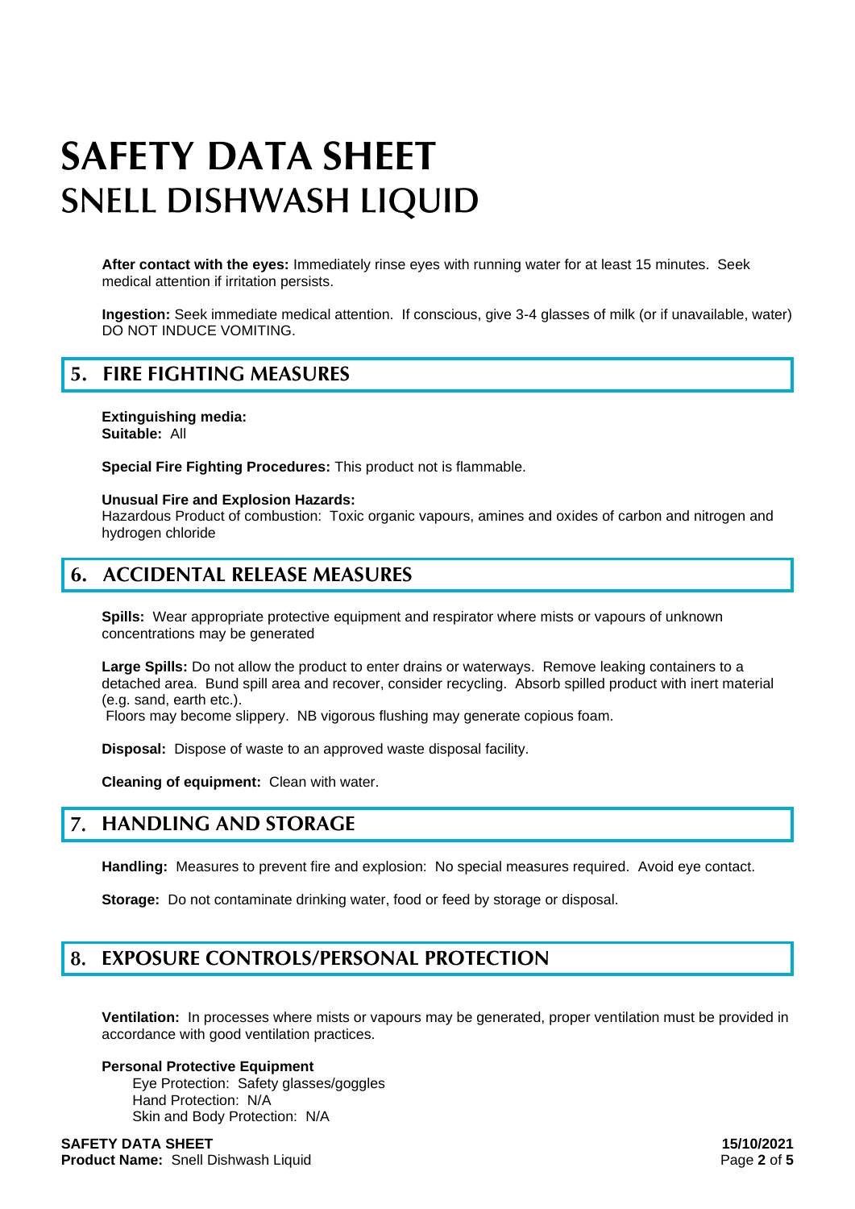# SAFETY DATA SHEET
# SNELL DISHWASH LIQUID

**After contact with the eyes:** Immediately rinse eyes with running water for at least 15 minutes. Seek medical attention if irritation persists.

**Ingestion:** Seek immediate medical attention. If conscious, give 3-4 glasses of milk (or if unavailable, water) DO NOT INDUCE VOMITING.

## 5. FIRE FIGHTING MEASURES

**Extinguishing media:**
**Suitable:** All

**Special Fire Fighting Procedures:** This product not is flammable.

**Unusual Fire and Explosion Hazards:**
Hazardous Product of combustion: Toxic organic vapours, amines and oxides of carbon and nitrogen and hydrogen chloride

## 6. ACCIDENTAL RELEASE MEASURES

**Spills:** Wear appropriate protective equipment and respirator where mists or vapours of unknown concentrations may be generated

**Large Spills:** Do not allow the product to enter drains or waterways. Remove leaking containers to a detached area. Bund spill area and recover, consider recycling. Absorb spilled product with inert material (e.g. sand, earth etc.).
Floors may become slippery. NB vigorous flushing may generate copious foam.

**Disposal:** Dispose of waste to an approved waste disposal facility.

**Cleaning of equipment:** Clean with water.

## 7. HANDLING AND STORAGE

**Handling:** Measures to prevent fire and explosion: No special measures required. Avoid eye contact.

**Storage:** Do not contaminate drinking water, food or feed by storage or disposal.

## 8. EXPOSURE CONTROLS/PERSONAL PROTECTION

**Ventilation:** In processes where mists or vapours may be generated, proper ventilation must be provided in accordance with good ventilation practices.

**Personal Protective Equipment**
Eye Protection: Safety glasses/goggles
Hand Protection: N/A
Skin and Body Protection: N/A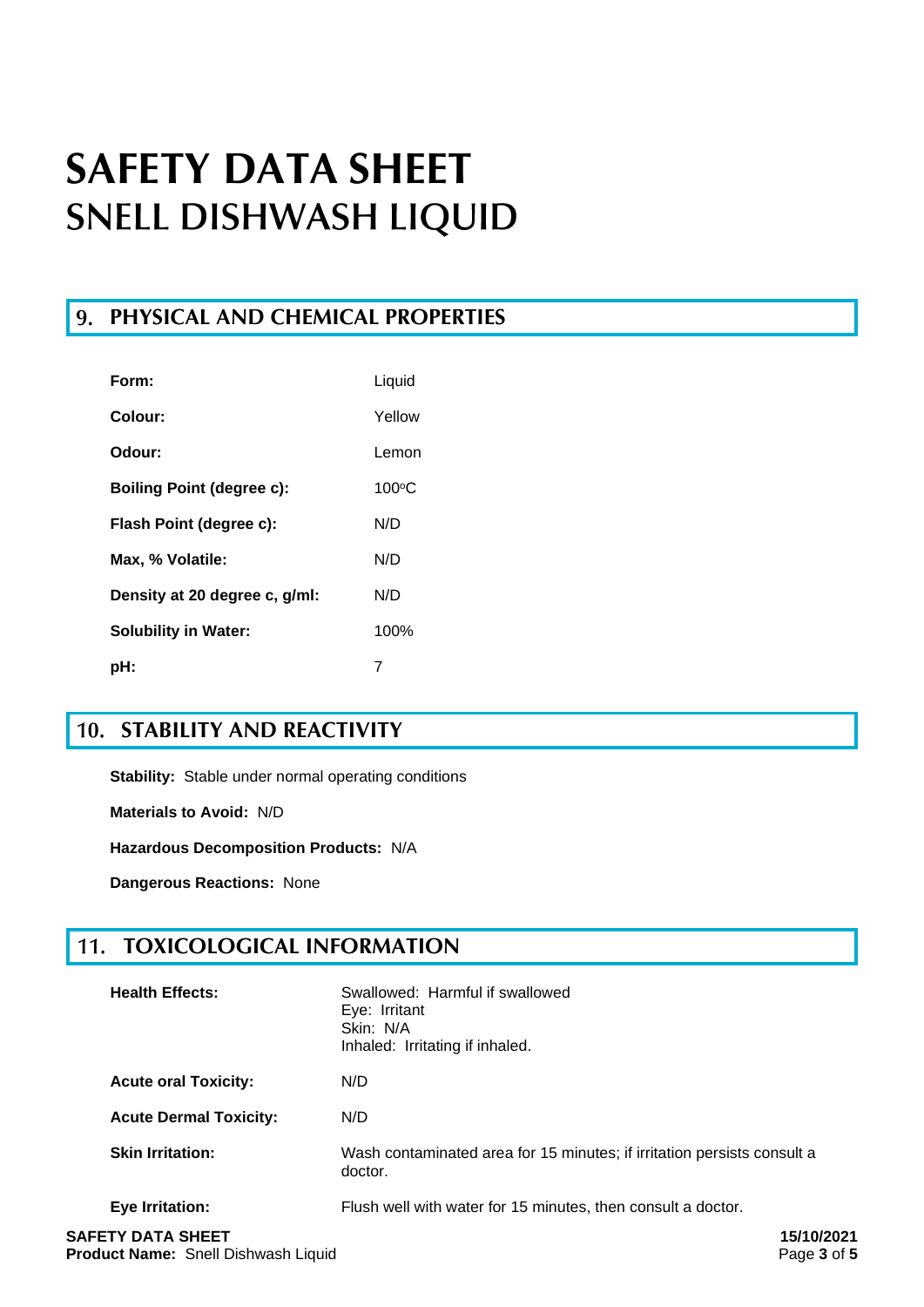# SAFETY DATA SHEET
# SNELL DISHWASH LIQUID

## 9. PHYSICAL AND CHEMICAL PROPERTIES

| | |
|---|---|
| **Form:** | Liquid |
| **Colour:** | Yellow |
| **Odour:** | Lemon |
| **Boiling Point (degree c):** | 100°C |
| **Flash Point (degree c):** | N/D |
| **Max, % Volatile:** | N/D |
| **Density at 20 degree c, g/ml:** | N/D |
| **Solubility in Water:** | 100% |
| **pH:** | 7 |

## 10. STABILITY AND REACTIVITY

**Stability:** Stable under normal operating conditions

**Materials to Avoid:** N/D

**Hazardous Decomposition Products:** N/A

**Dangerous Reactions:** None

## 11. TOXICOLOGICAL INFORMATION

| | |
|---|---|
| **Health Effects:** | Swallowed: Harmful if swallowed<br>Eye: Irritant<br>Skin: N/A<br>Inhaled: Irritating if inhaled. |
| **Acute oral Toxicity:** | N/D |
| **Acute Dermal Toxicity:** | N/D |
| **Skin Irritation:** | Wash contaminated area for 15 minutes; if irritation persists consult a doctor. |
| **Eye Irritation:** | Flush well with water for 15 minutes, then consult a doctor. |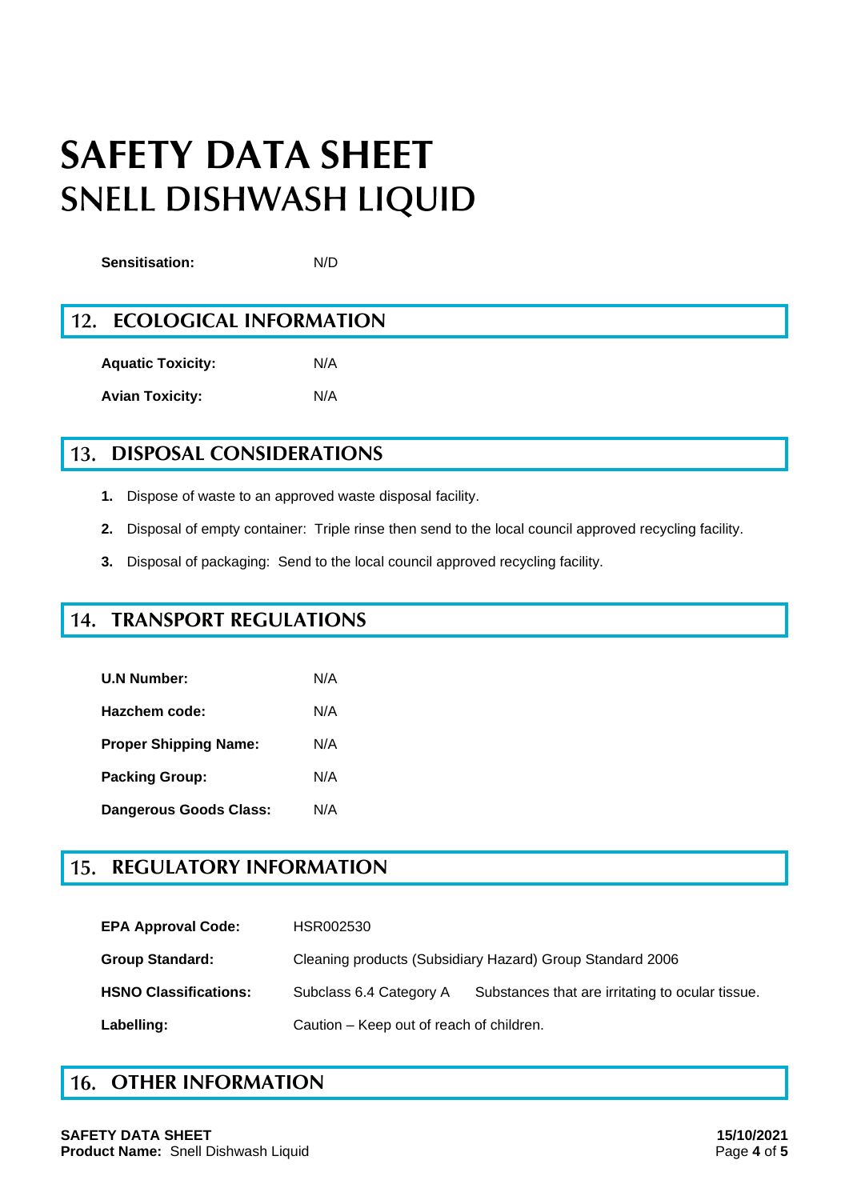# SAFETY DATA SHEET
# SNELL DISHWASH LIQUID

**Sensitisation:** N/D

## 12. ECOLOGICAL INFORMATION

**Aquatic Toxicity:** N/A

**Avian Toxicity:** N/A

## 13. DISPOSAL CONSIDERATIONS

1. Dispose of waste to an approved waste disposal facility.
2. Disposal of empty container: Triple rinse then send to the local council approved recycling facility.
3. Disposal of packaging: Send to the local council approved recycling facility.

## 14. TRANSPORT REGULATIONS

| | |
|---|---|
| **U.N Number:** | N/A |
| **Hazchem code:** | N/A |
| **Proper Shipping Name:** | N/A |
| **Packing Group:** | N/A |
| **Dangerous Goods Class:** | N/A |

## 15. REGULATORY INFORMATION

| | | |
|---|---|---|
| **EPA Approval Code:** | HSR002530 | |
| **Group Standard:** | Cleaning products (Subsidiary Hazard) Group Standard 2006 | |
| **HSNO Classifications:** | Subclass 6.4 Category A | Substances that are irritating to ocular tissue. |
| **Labelling:** | Caution – Keep out of reach of children. | |

## 16. OTHER INFORMATION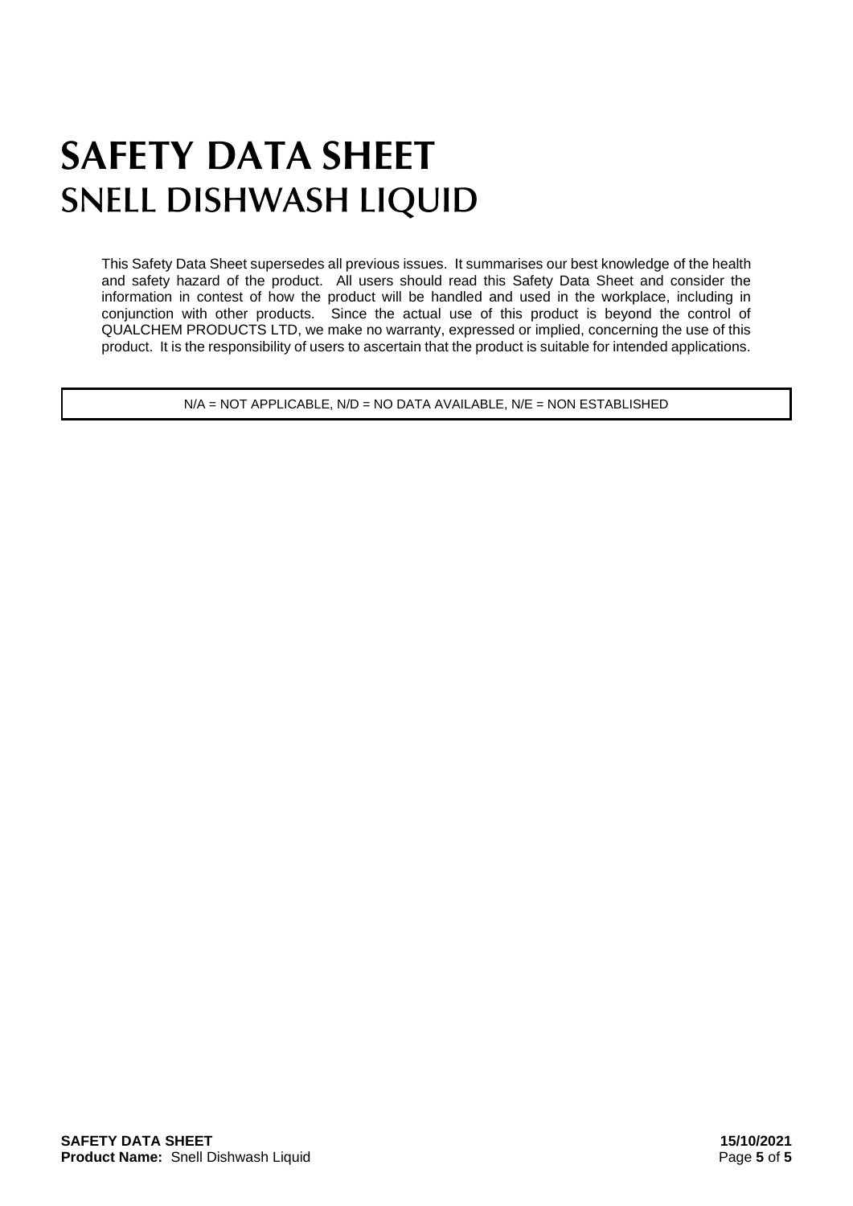# SAFETY DATA SHEET
## SNELL DISHWASH LIQUID

This Safety Data Sheet supersedes all previous issues. It summarises our best knowledge of the health and safety hazard of the product. All users should read this Safety Data Sheet and consider the information in contest of how the product will be handled and used in the workplace, including in conjunction with other products. Since the actual use of this product is beyond the control of QUALCHEM PRODUCTS LTD, we make no warranty, expressed or implied, concerning the use of this product. It is the responsibility of users to ascertain that the product is suitable for intended applications.

N/A = NOT APPLICABLE, N/D = NO DATA AVAILABLE, N/E = NON ESTABLISHED